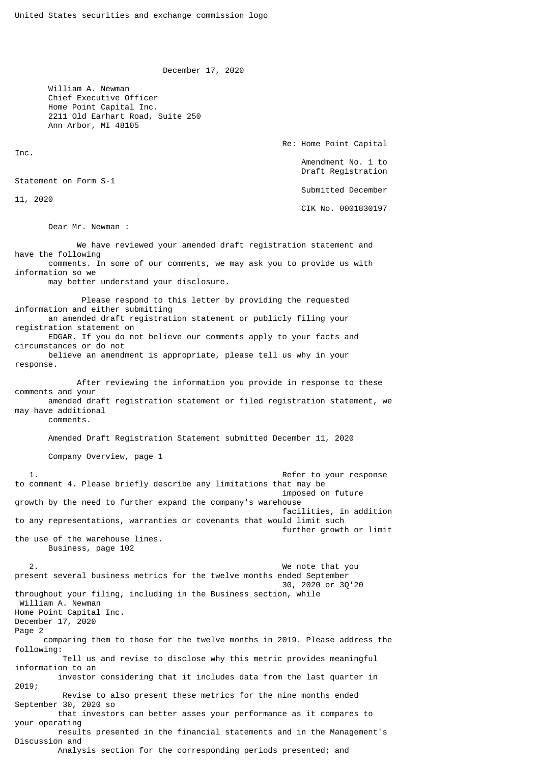United States securities and exchange commission logo

December 17, 2020

William A. Newman
Chief Executive Officer
Home Point Capital Inc.
2211 Old Earhart Road, Suite 250
Ann Arbor, MI 48105

Re: Home Point Capital Inc.
Amendment No. 1 to Draft Registration Statement on Form S-1
Submitted December 11, 2020
CIK No. 0001830197

Dear Mr. Newman :

We have reviewed your amended draft registration statement and have the following comments. In some of our comments, we may ask you to provide us with information so we may better understand your disclosure.

Please respond to this letter by providing the requested information and either submitting an amended draft registration statement or publicly filing your registration statement on EDGAR. If you do not believe our comments apply to your facts and circumstances or do not believe an amendment is appropriate, please tell us why in your response.

After reviewing the information you provide in response to these comments and your amended draft registration statement or filed registration statement, we may have additional comments.

Amended Draft Registration Statement submitted December 11, 2020

Company Overview, page 1

1. Refer to your response to comment 4. Please briefly describe any limitations that may be imposed on future growth by the need to further expand the company's warehouse facilities, in addition to any representations, warranties or covenants that would limit such further growth or limit the use of the warehouse lines.

Business, page 102

2. We note that you present several business metrics for the twelve months ended September 30, 2020 or 3Q'20 throughout your filing, including in the Business section, while comparing them to those for the twelve months in 2019. Please address the following:
   - Tell us and revise to disclose why this metric provides meaningful information to an investor considering that it includes data from the last quarter in 2019;
   - Revise to also present these metrics for the nine months ended September 30, 2020 so that investors can better asses your performance as it compares to your operating results presented in the financial statements and in the Management's Discussion and Analysis section for the corresponding periods presented; and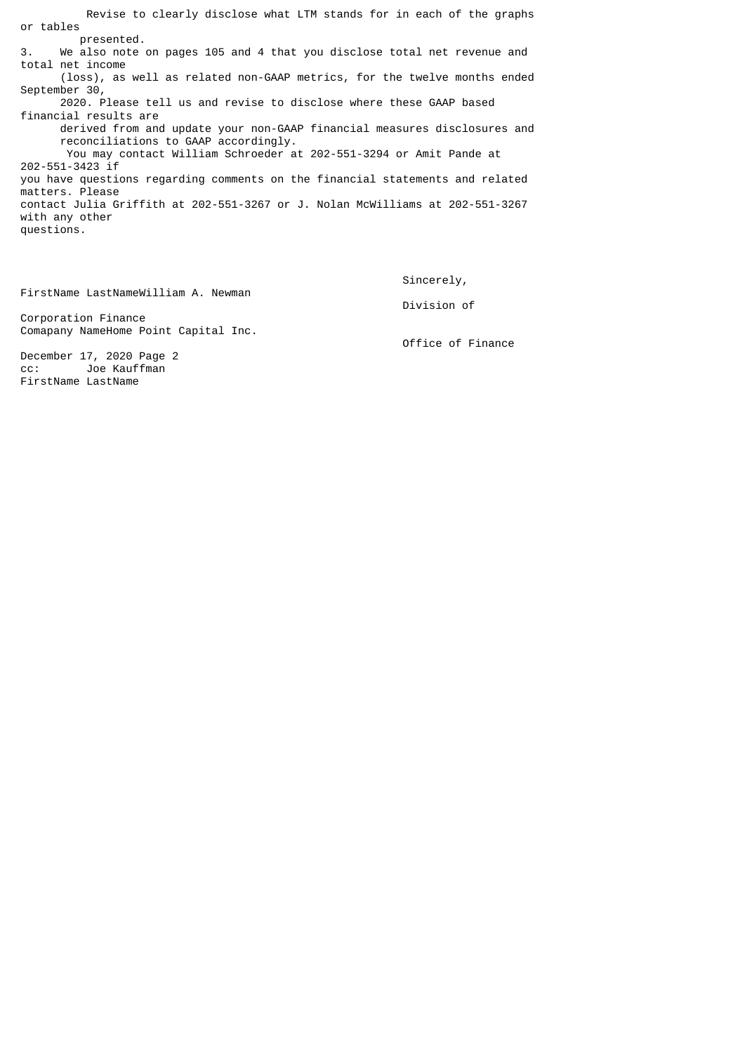Revise to clearly disclose what LTM stands for in each of the graphs or tables presented.

3. We also note on pages 105 and 4 that you disclose total net revenue and total net income (loss), as well as related non-GAAP metrics, for the twelve months ended September 30, 2020. Please tell us and revise to disclose where these GAAP based financial results are derived from and update your non-GAAP financial measures disclosures and reconciliations to GAAP accordingly.

You may contact William Schroeder at 202-551-3294 or Amit Pande at 202-551-3423 if you have questions regarding comments on the financial statements and related matters. Please contact Julia Griffith at 202-551-3267 or J. Nolan McWilliams at 202-551-3267 with any other questions.

Sincerely,

Division of Corporation Finance
Office of Finance

cc: Joe Kauffman